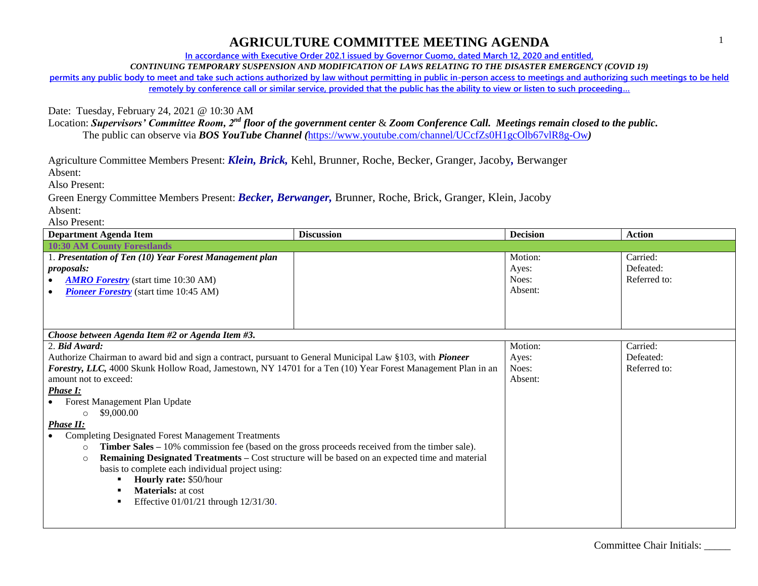# AGRICULTURE COMMITTEE MEETING AGENDA

**In accordance with Executive Order 202.1 issued by Governor Cuomo, dated March 12, 2020 and entitled,**

***CONTINUING TEMPORARY SUSPENSION AND MODIFICATION OF LAWS RELATING TO THE DISASTER EMERGENCY (COVID 19)***

**permits any public body to meet and take such actions authorized by law without permitting in public in-person access to meetings and authorizing such meetings to be held remotely by conference call or similar service, provided that the public has the ability to view or listen to such proceeding…**

Date: Tuesday, February 24, 2021 @ 10:30 AM

Location: ***Supervisors' Committee Room, 2nd floor of the government center*** & ***Zoom Conference Call. Meetings remain closed to the public.***

The public can observe via ***BOS YouTube Channel (***https://www.youtube.com/channel/UCcfZs0H1gcOlb67vlR8g-Ow***)***

Agriculture Committee Members Present: ***Klein, Brick,*** Kehl, Brunner, Roche, Becker, Granger, Jacoby**,** Berwanger

Absent:

Also Present:

Green Energy Committee Members Present: ***Becker, Berwanger,*** Brunner, Roche, Brick, Granger, Klein, Jacoby

Absent:

Also Present:

| Department Agenda Item | Discussion | Decision | Action |
|---|---|---|---|
| **10:30 AM County Forestlands** | | | |
| 1. ***Presentation of Ten (10) Year Forest Management plan proposals:*** <br>• ***AMRO Forestry*** (start time 10:30 AM) <br>• ***Pioneer Forestry*** (start time 10:45 AM) | | Motion: <br>Ayes: <br>Noes: <br>Absent: | Carried: <br>Defeated: <br>Referred to: |
| ***Choose between Agenda Item #2 or Agenda Item #3.*** | | | |
| 2. ***Bid Award:*** <br>Authorize Chairman to award bid and sign a contract, pursuant to General Municipal Law §103, with ***Pioneer Forestry, LLC,*** 4000 Skunk Hollow Road, Jamestown, NY 14701 for a Ten (10) Year Forest Management Plan in an amount not to exceed: <br>***Phase I:*** <br>• Forest Management Plan Update <br>  ○ $9,000.00 <br>***Phase II:*** <br>• Completing Designated Forest Management Treatments <br>  ○ **Timber Sales –** 10% commission fee (based on the gross proceeds received from the timber sale). <br>  ○ **Remaining Designated Treatments –** Cost structure will be based on an expected time and material basis to complete each individual project using: <br>    ▪ **Hourly rate:** $50/hour <br>    ▪ **Materials:** at cost <br>    ▪ Effective 01/01/21 through 12/31/30. | | Motion: <br>Ayes: <br>Noes: <br>Absent: | Carried: <br>Defeated: <br>Referred to: |

Committee Chair Initials: _____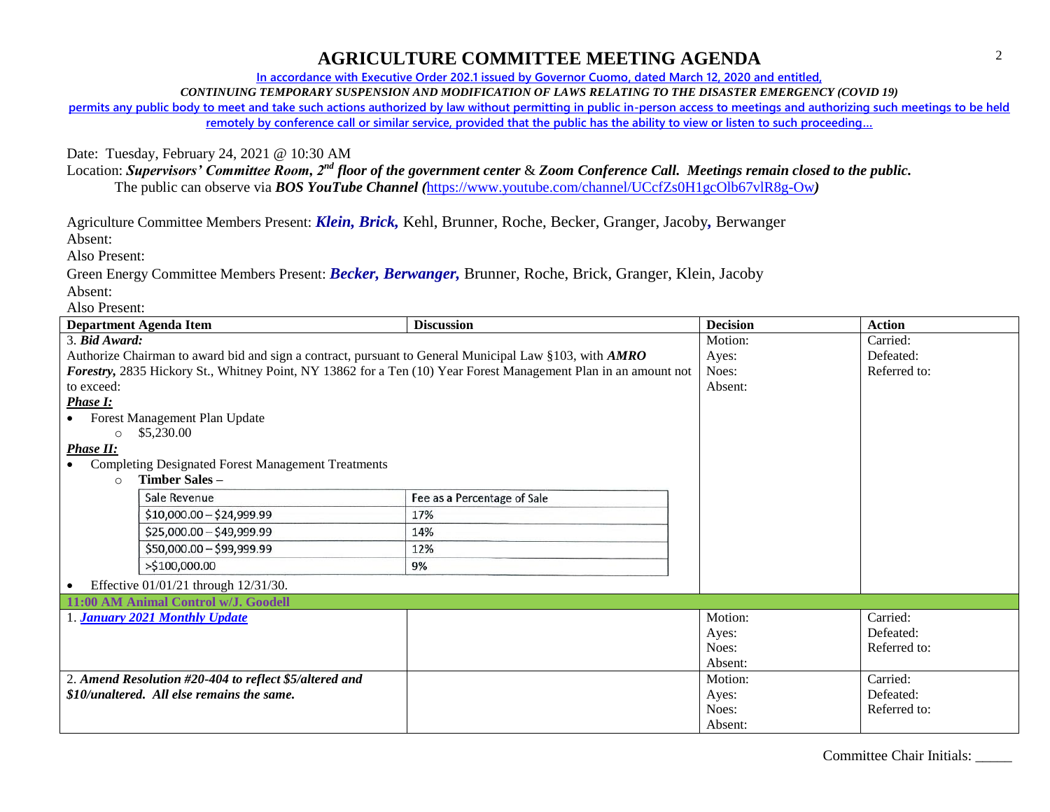# AGRICULTURE COMMITTEE MEETING AGENDA

**In accordance with Executive Order 202.1 issued by Governor Cuomo, dated March 12, 2020 and entitled,**

***CONTINUING TEMPORARY SUSPENSION AND MODIFICATION OF LAWS RELATING TO THE DISASTER EMERGENCY (COVID 19)***

**permits any public body to meet and take such actions authorized by law without permitting in public in-person access to meetings and authorizing such meetings to be held remotely by conference call or similar service, provided that the public has the ability to view or listen to such proceeding…**

Date: Tuesday, February 24, 2021 @ 10:30 AM

Location: ***Supervisors' Committee Room, 2nd floor of the government center*** & ***Zoom Conference Call. Meetings remain closed to the public.***

The public can observe via ***BOS YouTube Channel (***https://www.youtube.com/channel/UCcfZs0H1gcOlb67vlR8g-Ow***)***

Agriculture Committee Members Present: ***Klein, Brick,*** Kehl, Brunner, Roche, Becker, Granger, Jacoby, Berwanger

Absent:

Also Present:

Green Energy Committee Members Present: ***Becker, Berwanger,*** Brunner, Roche, Brick, Granger, Klein, Jacoby

Absent:

Also Present:

| Department Agenda Item | Discussion | Decision | Action |
|---|---|---|---|
| 3. ***Bid Award:*** Authorize Chairman to award bid and sign a contract, pursuant to General Municipal Law §103, with ***AMRO Forestry,*** 2835 Hickory St., Whitney Point, NY 13862 for a Ten (10) Year Forest Management Plan in an amount not to exceed:<br>***Phase I:***<br>• Forest Management Plan Update<br>  ○ $5,230.00<br>***Phase II:***<br>• Completing Designated Forest Management Treatments<br>  ○ **Timber Sales –**<br>Sale Revenue / Fee as a Percentage of Sale:<br>$10,000.00 – $24,999.99 — 17%<br>$25,000.00 – $49,999.99 — 14%<br>$50,000.00 – $99,999.99 — 12%<br>>$100,000.00 — 9%<br>• Effective 01/01/21 through 12/31/30. | | Motion:<br>Ayes:<br>Noes:<br>Absent: | Carried:<br>Defeated:<br>Referred to: |
| **11:00 AM Animal Control w/J. Goodell** | | | |
| 1. ***January 2021 Monthly Update*** | | Motion:<br>Ayes:<br>Noes:<br>Absent: | Carried:<br>Defeated:<br>Referred to: |
| 2. ***Amend Resolution #20-404 to reflect $5/altered and $10/unaltered. All else remains the same.*** | | Motion:<br>Ayes:<br>Noes:<br>Absent: | Carried:<br>Defeated:<br>Referred to: |

Committee Chair Initials: _____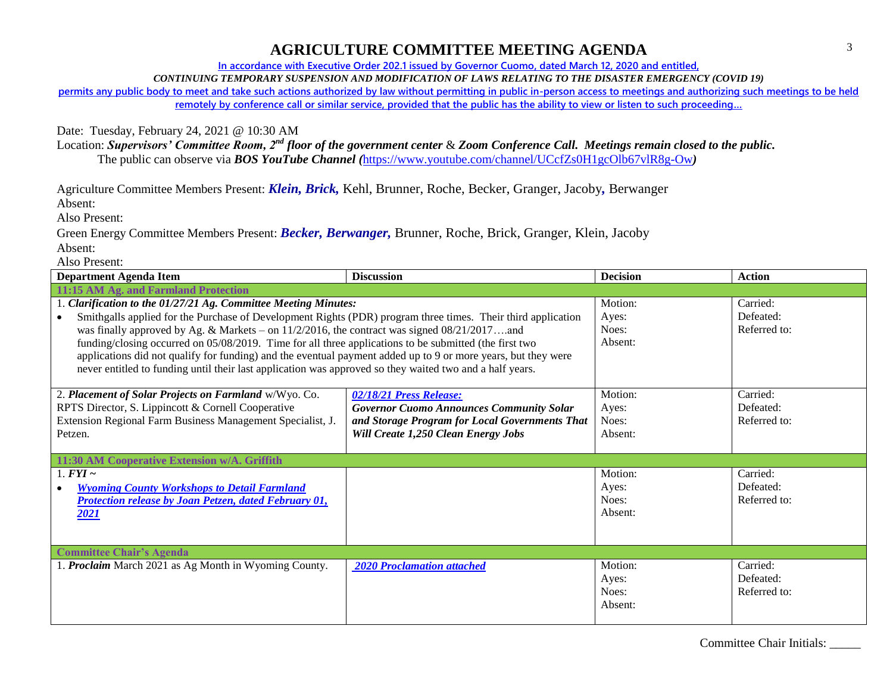# AGRICULTURE COMMITTEE MEETING AGENDA

**In accordance with Executive Order 202.1 issued by Governor Cuomo, dated March 12, 2020 and entitled,**

***CONTINUING TEMPORARY SUSPENSION AND MODIFICATION OF LAWS RELATING TO THE DISASTER EMERGENCY (COVID 19)***

**permits any public body to meet and take such actions authorized by law without permitting in public in-person access to meetings and authorizing such meetings to be held remotely by conference call or similar service, provided that the public has the ability to view or listen to such proceeding…**

Date: Tuesday, February 24, 2021 @ 10:30 AM

Location: ***Supervisors' Committee Room, 2nd floor of the government center*** & ***Zoom Conference Call. Meetings remain closed to the public.***
The public can observe via ***BOS YouTube Channel (***https://www.youtube.com/channel/UCcfZs0H1gcOlb67vlR8g-Ow***)***

Agriculture Committee Members Present: ***Klein, Brick,*** Kehl, Brunner, Roche, Becker, Granger, Jacoby**,** Berwanger
Absent:
Also Present:

Green Energy Committee Members Present: ***Becker, Berwanger,*** Brunner, Roche, Brick, Granger, Klein, Jacoby
Absent:
Also Present:

| Department Agenda Item | Discussion | Decision | Action |
|---|---|---|---|
| **11:15 AM Ag. and Farmland Protection** | | | |
| 1. ***Clarification to the 01/27/21 Ag. Committee Meeting Minutes:*** <br>• Smithgalls applied for the Purchase of Development Rights (PDR) program three times. Their third application was finally approved by Ag. & Markets – on 11/2/2016, the contract was signed 08/21/2017….and funding/closing occurred on 05/08/2019. Time for all three applications to be submitted (the first two applications did not qualify for funding) and the eventual payment added up to 9 or more years, but they were never entitled to funding until their last application was approved so they waited two and a half years. | | Motion:<br>Ayes:<br>Noes:<br>Absent: | Carried:<br>Defeated:<br>Referred to: |
| 2. ***Placement of Solar Projects on Farmland*** w/Wyo. Co. RPTS Director, S. Lippincott & Cornell Cooperative Extension Regional Farm Business Management Specialist, J. Petzen. | ***02/18/21 Press Release:***<br>***Governor Cuomo Announces Community Solar and Storage Program for Local Governments That Will Create 1,250 Clean Energy Jobs*** | Motion:<br>Ayes:<br>Noes:<br>Absent: | Carried:<br>Defeated:<br>Referred to: |
| **11:30 AM Cooperative Extension w/A. Griffith** | | | |
| 1. ***FYI ~***<br>• ***Wyoming County Workshops to Detail Farmland Protection release by Joan Petzen, dated February 01, 2021*** | | Motion:<br>Ayes:<br>Noes:<br>Absent: | Carried:<br>Defeated:<br>Referred to: |
| **Committee Chair's Agenda** | | | |
| 1. ***Proclaim*** March 2021 as Ag Month in Wyoming County. | ***2020 Proclamation attached*** | Motion:<br>Ayes:<br>Noes:<br>Absent: | Carried:<br>Defeated:<br>Referred to: |

Committee Chair Initials: _____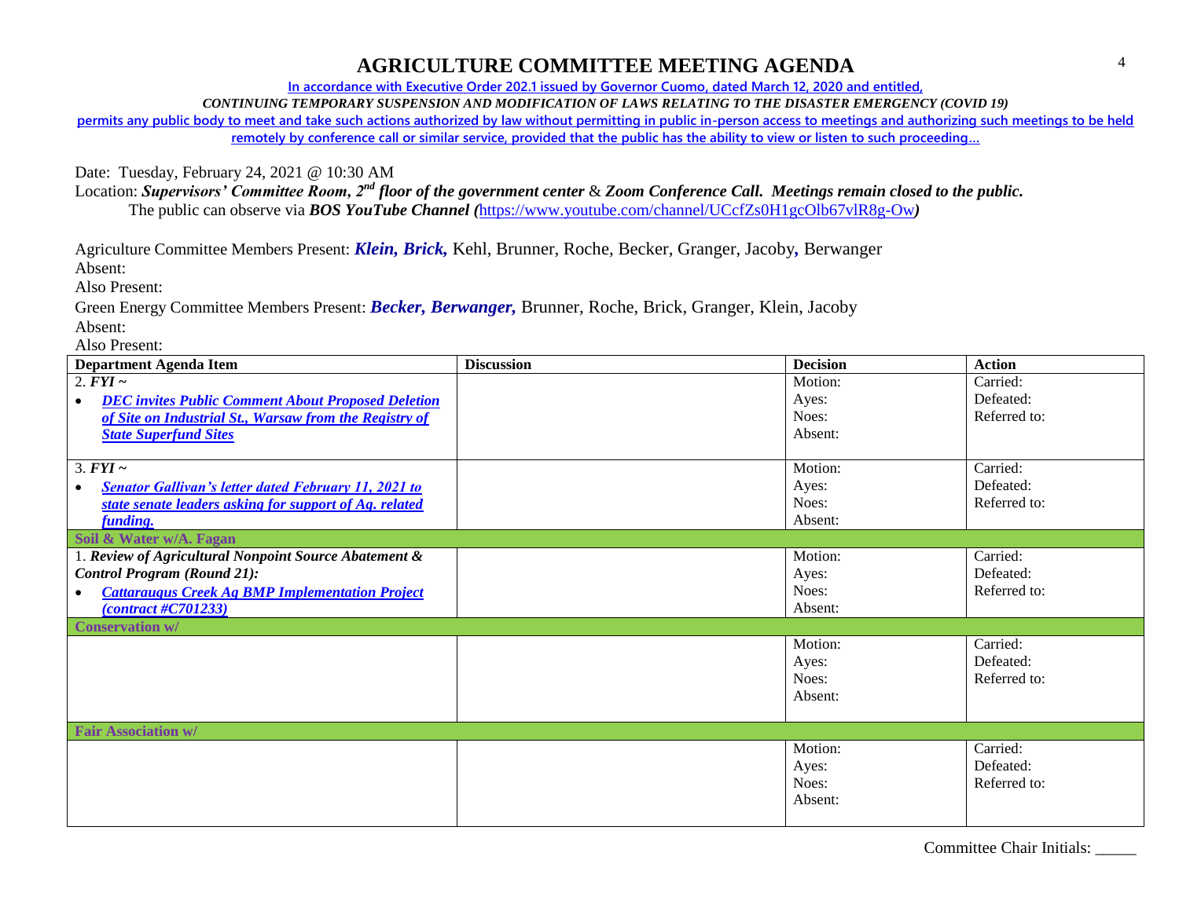# AGRICULTURE COMMITTEE MEETING AGENDA

**In accordance with Executive Order 202.1 issued by Governor Cuomo, dated March 12, 2020 and entitled,**

***CONTINUING TEMPORARY SUSPENSION AND MODIFICATION OF LAWS RELATING TO THE DISASTER EMERGENCY (COVID 19)***

**permits any public body to meet and take such actions authorized by law without permitting in public in-person access to meetings and authorizing such meetings to be held remotely by conference call or similar service, provided that the public has the ability to view or listen to such proceeding…**

Date: Tuesday, February 24, 2021 @ 10:30 AM

Location: ***Supervisors' Committee Room, 2nd floor of the government center*** & ***Zoom Conference Call. Meetings remain closed to the public.***
The public can observe via ***BOS YouTube Channel (***https://www.youtube.com/channel/UCcfZs0H1gcOlb67vlR8g-Ow***)***

Agriculture Committee Members Present: ***Klein, Brick,*** Kehl, Brunner, Roche, Becker, Granger, Jacoby***,*** Berwanger
Absent:
Also Present:

Green Energy Committee Members Present: ***Becker, Berwanger,*** Brunner, Roche, Brick, Granger, Klein, Jacoby
Absent:
Also Present:

| Department Agenda Item | Discussion | Decision | Action |
|---|---|---|---|
| 2. ***FYI ~***<br>• ***DEC invites Public Comment About Proposed Deletion of Site on Industrial St., Warsaw from the Registry of State Superfund Sites*** | | Motion:<br>Ayes:<br>Noes:<br>Absent: | Carried:<br>Defeated:<br>Referred to: |
| 3. ***FYI ~***<br>• ***Senator Gallivan's letter dated February 11, 2021 to state senate leaders asking for support of Ag. related funding.*** | | Motion:<br>Ayes:<br>Noes:<br>Absent: | Carried:<br>Defeated:<br>Referred to: |
| **Soil & Water w/A. Fagan** | | | |
| 1. ***Review of Agricultural Nonpoint Source Abatement & Control Program (Round 21):***<br>• ***Cattaraugus Creek Ag BMP Implementation Project (contract #C701233)*** | | Motion:<br>Ayes:<br>Noes:<br>Absent: | Carried:<br>Defeated:<br>Referred to: |
| **Conservation w/** | | | |
| | | Motion:<br>Ayes:<br>Noes:<br>Absent: | Carried:<br>Defeated:<br>Referred to: |
| **Fair Association w/** | | | |
| | | Motion:<br>Ayes:<br>Noes:<br>Absent: | Carried:<br>Defeated:<br>Referred to: |

Committee Chair Initials: _____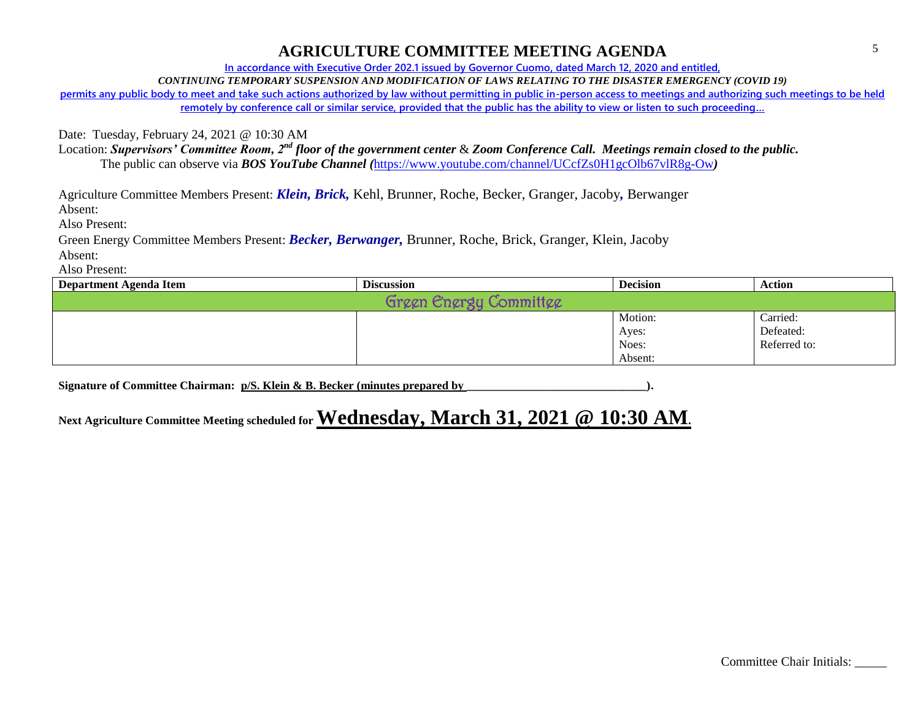# AGRICULTURE COMMITTEE MEETING AGENDA

In accordance with Executive Order 202.1 issued by Governor Cuomo, dated March 12, 2020 and entitled,

*CONTINUING TEMPORARY SUSPENSION AND MODIFICATION OF LAWS RELATING TO THE DISASTER EMERGENCY (COVID 19)*

permits any public body to meet and take such actions authorized by law without permitting in public in-person access to meetings and authorizing such meetings to be held remotely by conference call or similar service, provided that the public has the ability to view or listen to such proceeding…

Date: Tuesday, February 24, 2021 @ 10:30 AM

Location: ***Supervisors' Committee Room, 2nd floor of the government center*** & ***Zoom Conference Call. Meetings remain closed to the public.***

The public can observe via ***BOS YouTube Channel (***https://www.youtube.com/channel/UCcfZs0H1gcOlb67vlR8g-Ow***)***

Agriculture Committee Members Present: ***Klein, Brick,*** Kehl, Brunner, Roche, Becker, Granger, Jacoby***,*** Berwanger

Absent:

Also Present:

Green Energy Committee Members Present: ***Becker, Berwanger,*** Brunner, Roche, Brick, Granger, Klein, Jacoby

Absent:

Also Present:

| Department Agenda Item | Discussion | Decision | Action |
|---|---|---|---|
| Green Energy Committee | | | |
| | | Motion:<br>Ayes:<br>Noes:<br>Absent: | Carried:<br>Defeated:<br>Referred to: |

**Signature of Committee Chairman: p/S. Klein & B. Becker (minutes prepared by ______________________________).**

**Next Agriculture Committee Meeting scheduled for Wednesday, March 31, 2021 @ 10:30 AM.**

Committee Chair Initials: _____